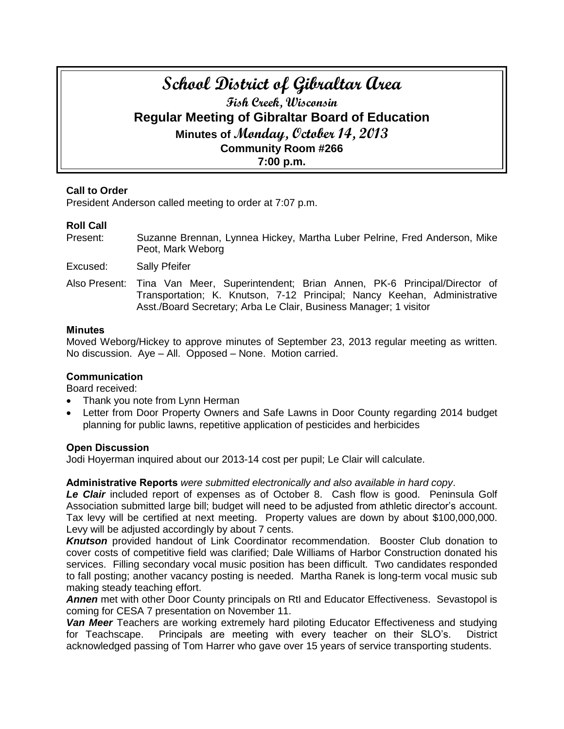# School District of Gibraltar Area

## Fish Creek, Wisconsin

## Regular Meeting of Gibraltar Board of Education

### Minutes of Monday, October 14, 2013

### Community Room #266

### 7:00 p.m.

**Call to Order**

President Anderson called meeting to order at 7:07 p.m.

**Roll Call**

Present: Suzanne Brennan, Lynnea Hickey, Martha Luber Pelrine, Fred Anderson, Mike Peot, Mark Weborg

Excused: Sally Pfeifer

Also Present: Tina Van Meer, Superintendent; Brian Annen, PK-6 Principal/Director of Transportation; K. Knutson, 7-12 Principal; Nancy Keehan, Administrative Asst./Board Secretary; Arba Le Clair, Business Manager; 1 visitor

**Minutes**

Moved Weborg/Hickey to approve minutes of September 23, 2013 regular meeting as written. No discussion. Aye – All. Opposed – None. Motion carried.

**Communication**

Board received:

- Thank you note from Lynn Herman
- Letter from Door Property Owners and Safe Lawns in Door County regarding 2014 budget planning for public lawns, repetitive application of pesticides and herbicides

**Open Discussion**

Jodi Hoyerman inquired about our 2013-14 cost per pupil; Le Clair will calculate.

**Administrative Reports** *were submitted electronically and also available in hard copy*.

***Le Clair*** included report of expenses as of October 8. Cash flow is good. Peninsula Golf Association submitted large bill; budget will need to be adjusted from athletic director's account. Tax levy will be certified at next meeting. Property values are down by about $100,000,000. Levy will be adjusted accordingly by about 7 cents.

***Knutson*** provided handout of Link Coordinator recommendation. Booster Club donation to cover costs of competitive field was clarified; Dale Williams of Harbor Construction donated his services. Filling secondary vocal music position has been difficult. Two candidates responded to fall posting; another vacancy posting is needed. Martha Ranek is long-term vocal music sub making steady teaching effort.

***Annen*** met with other Door County principals on RtI and Educator Effectiveness. Sevastopol is coming for CESA 7 presentation on November 11.

***Van Meer*** Teachers are working extremely hard piloting Educator Effectiveness and studying for Teachscape. Principals are meeting with every teacher on their SLO's. District acknowledged passing of Tom Harrer who gave over 15 years of service transporting students.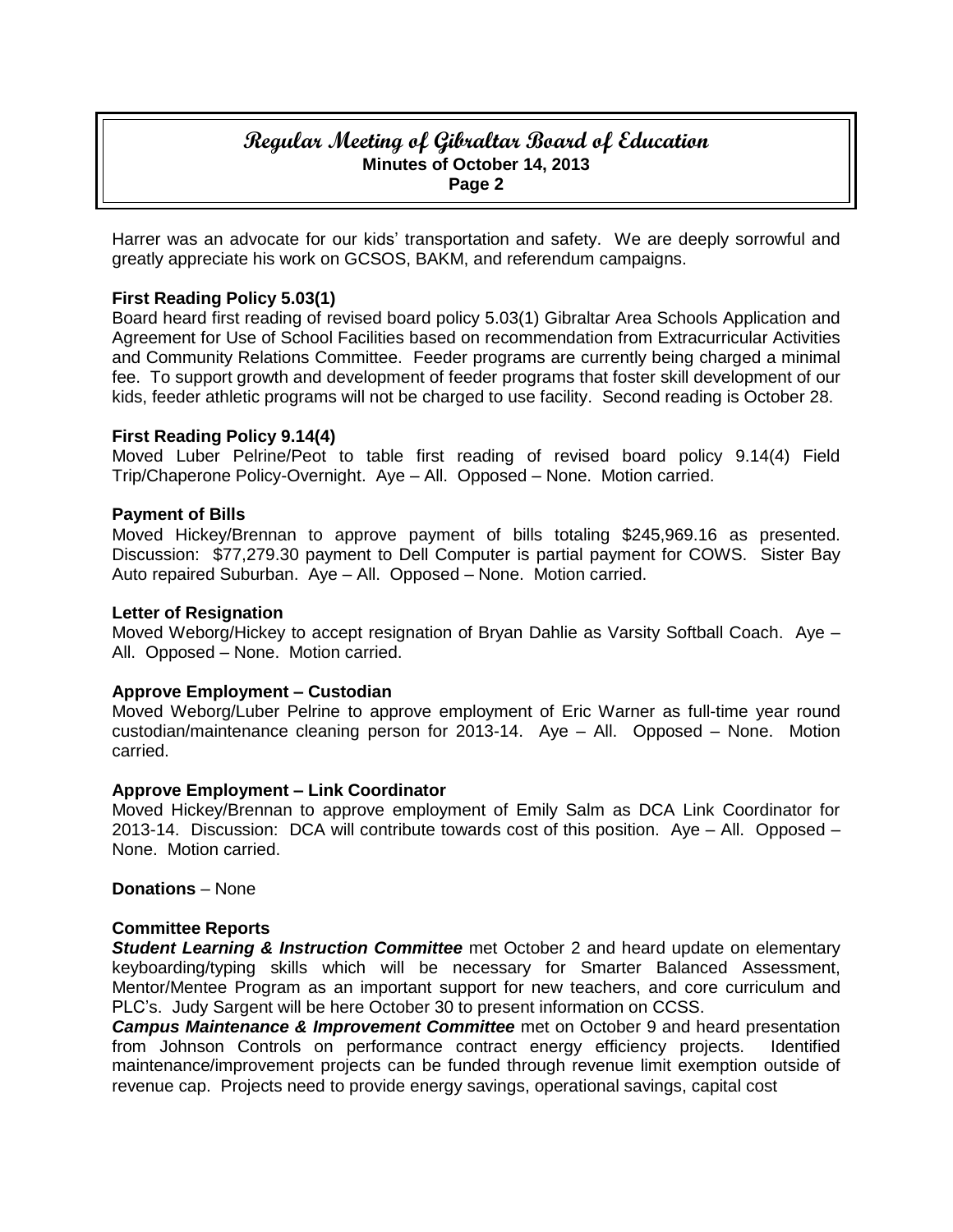Harrer was an advocate for our kids' transportation and safety. We are deeply sorrowful and greatly appreciate his work on GCSOS, BAKM, and referendum campaigns.

**First Reading Policy 5.03(1)**
Board heard first reading of revised board policy 5.03(1) Gibraltar Area Schools Application and Agreement for Use of School Facilities based on recommendation from Extracurricular Activities and Community Relations Committee. Feeder programs are currently being charged a minimal fee. To support growth and development of feeder programs that foster skill development of our kids, feeder athletic programs will not be charged to use facility. Second reading is October 28.

**First Reading Policy 9.14(4)**
Moved Luber Pelrine/Peot to table first reading of revised board policy 9.14(4) Field Trip/Chaperone Policy-Overnight. Aye – All. Opposed – None. Motion carried.

**Payment of Bills**
Moved Hickey/Brennan to approve payment of bills totaling $245,969.16 as presented. Discussion: $77,279.30 payment to Dell Computer is partial payment for COWS. Sister Bay Auto repaired Suburban. Aye – All. Opposed – None. Motion carried.

**Letter of Resignation**
Moved Weborg/Hickey to accept resignation of Bryan Dahlie as Varsity Softball Coach. Aye – All. Opposed – None. Motion carried.

**Approve Employment – Custodian**
Moved Weborg/Luber Pelrine to approve employment of Eric Warner as full-time year round custodian/maintenance cleaning person for 2013-14. Aye – All. Opposed – None. Motion carried.

**Approve Employment – Link Coordinator**
Moved Hickey/Brennan to approve employment of Emily Salm as DCA Link Coordinator for 2013-14. Discussion: DCA will contribute towards cost of this position. Aye – All. Opposed – None. Motion carried.

**Donations** – None

**Committee Reports**
***Student Learning & Instruction Committee*** met October 2 and heard update on elementary keyboarding/typing skills which will be necessary for Smarter Balanced Assessment, Mentor/Mentee Program as an important support for new teachers, and core curriculum and PLC's. Judy Sargent will be here October 30 to present information on CCSS.
***Campus Maintenance & Improvement Committee*** met on October 9 and heard presentation from Johnson Controls on performance contract energy efficiency projects. Identified maintenance/improvement projects can be funded through revenue limit exemption outside of revenue cap. Projects need to provide energy savings, operational savings, capital cost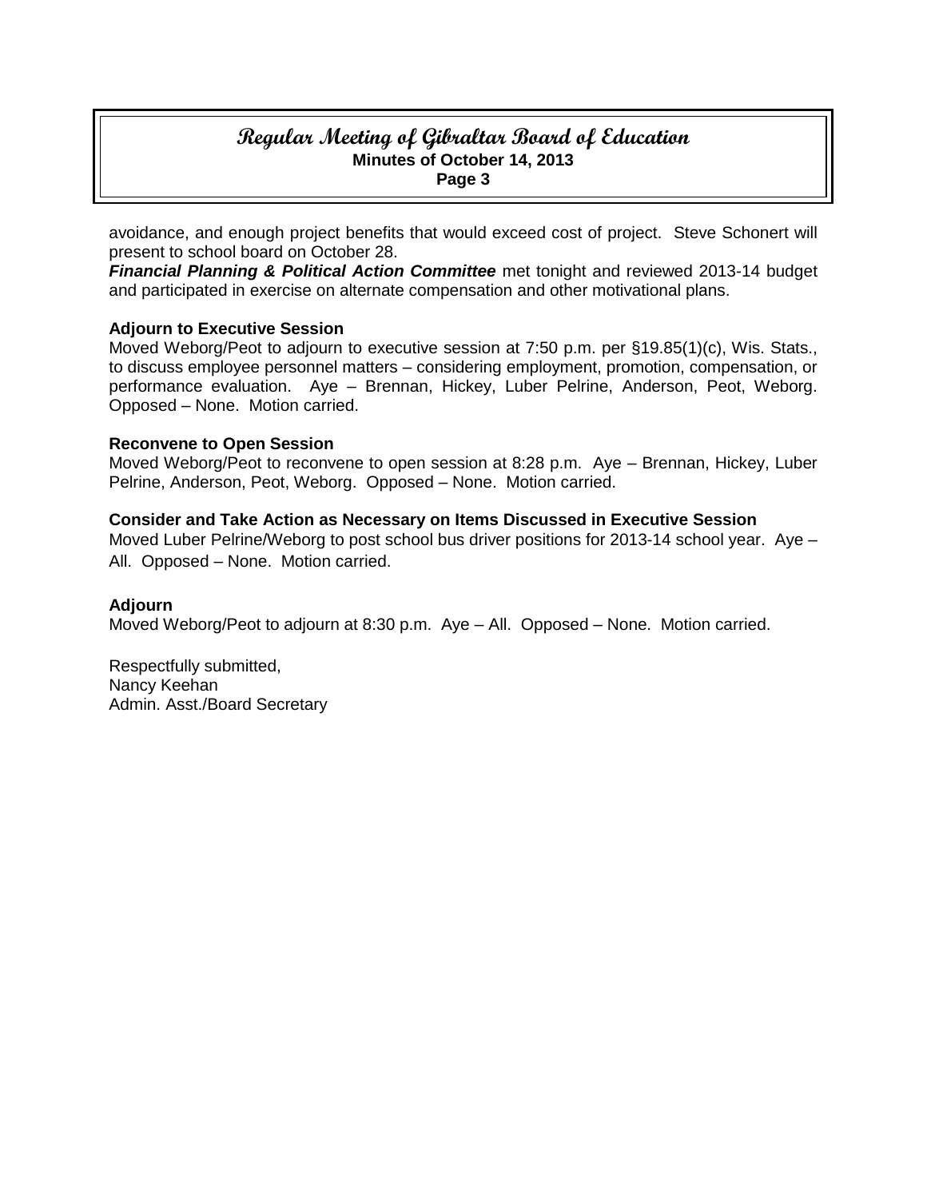avoidance, and enough project benefits that would exceed cost of project. Steve Schonert will present to school board on October 28.

***Financial Planning & Political Action Committee*** met tonight and reviewed 2013-14 budget and participated in exercise on alternate compensation and other motivational plans.

**Adjourn to Executive Session**

Moved Weborg/Peot to adjourn to executive session at 7:50 p.m. per §19.85(1)(c), Wis. Stats., to discuss employee personnel matters – considering employment, promotion, compensation, or performance evaluation. Aye – Brennan, Hickey, Luber Pelrine, Anderson, Peot, Weborg. Opposed – None. Motion carried.

**Reconvene to Open Session**

Moved Weborg/Peot to reconvene to open session at 8:28 p.m. Aye – Brennan, Hickey, Luber Pelrine, Anderson, Peot, Weborg. Opposed – None. Motion carried.

**Consider and Take Action as Necessary on Items Discussed in Executive Session**

Moved Luber Pelrine/Weborg to post school bus driver positions for 2013-14 school year. Aye – All. Opposed – None. Motion carried.

**Adjourn**

Moved Weborg/Peot to adjourn at 8:30 p.m. Aye – All. Opposed – None. Motion carried.

Respectfully submitted,
Nancy Keehan
Admin. Asst./Board Secretary